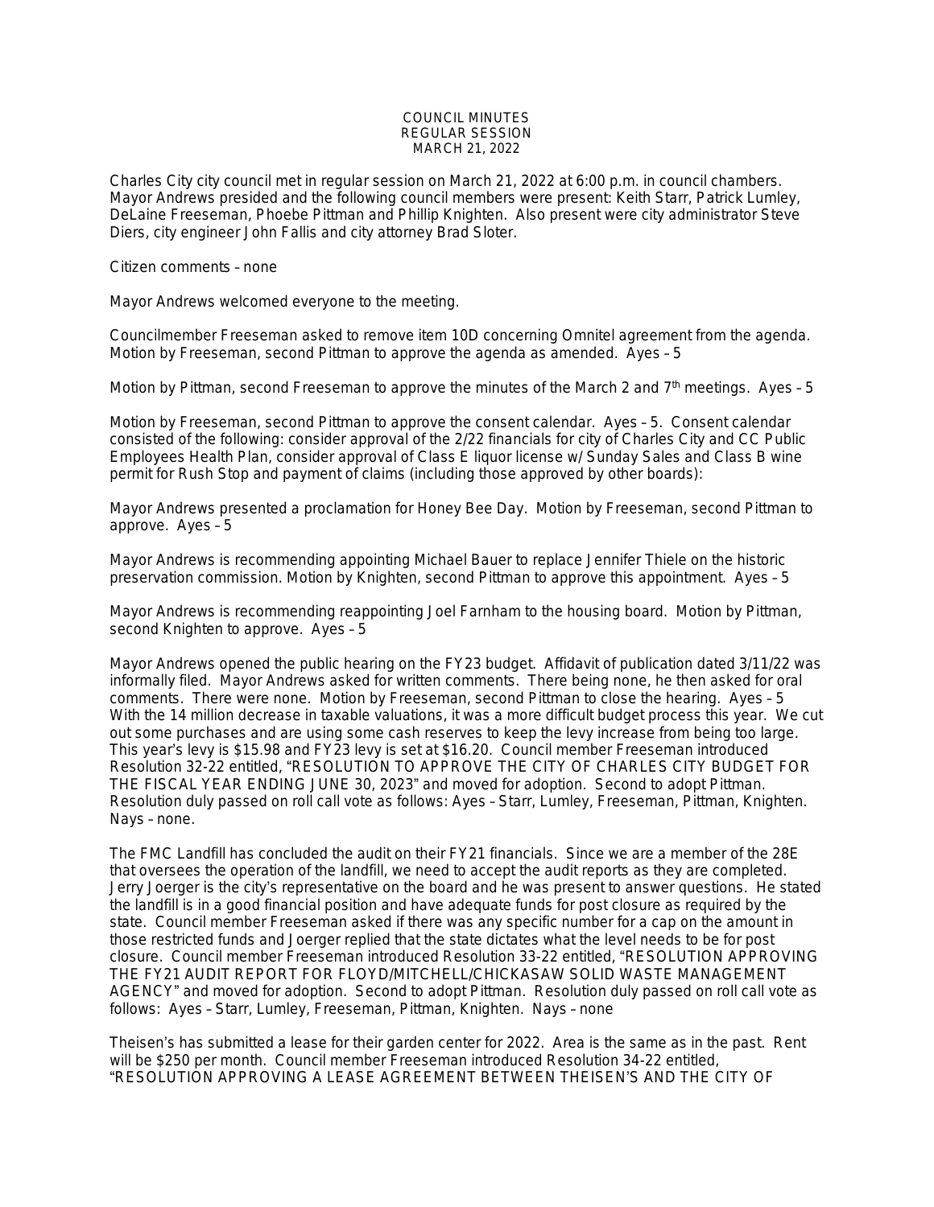# COUNCIL MINUTES
## REGULAR SESSION
## MARCH 21, 2022

Charles City city council met in regular session on March 21, 2022 at 6:00 p.m. in council chambers. Mayor Andrews presided and the following council members were present: Keith Starr, Patrick Lumley, DeLaine Freeseman, Phoebe Pittman and Phillip Knighten. Also present were city administrator Steve Diers, city engineer John Fallis and city attorney Brad Sloter.

Citizen comments – none

Mayor Andrews welcomed everyone to the meeting.

Councilmember Freeseman asked to remove item 10D concerning Omnitel agreement from the agenda. Motion by Freeseman, second Pittman to approve the agenda as amended. Ayes – 5

Motion by Pittman, second Freeseman to approve the minutes of the March 2 and 7th meetings. Ayes – 5

Motion by Freeseman, second Pittman to approve the consent calendar. Ayes – 5. Consent calendar consisted of the following: consider approval of the 2/22 financials for city of Charles City and CC Public Employees Health Plan, consider approval of Class E liquor license w/ Sunday Sales and Class B wine permit for Rush Stop and payment of claims (including those approved by other boards):

Mayor Andrews presented a proclamation for Honey Bee Day. Motion by Freeseman, second Pittman to approve. Ayes – 5

Mayor Andrews is recommending appointing Michael Bauer to replace Jennifer Thiele on the historic preservation commission. Motion by Knighten, second Pittman to approve this appointment. Ayes – 5

Mayor Andrews is recommending reappointing Joel Farnham to the housing board. Motion by Pittman, second Knighten to approve. Ayes – 5

Mayor Andrews opened the public hearing on the FY23 budget. Affidavit of publication dated 3/11/22 was informally filed. Mayor Andrews asked for written comments. There being none, he then asked for oral comments. There were none. Motion by Freeseman, second Pittman to close the hearing. Ayes – 5 With the 14 million decrease in taxable valuations, it was a more difficult budget process this year. We cut out some purchases and are using some cash reserves to keep the levy increase from being too large. This year's levy is $15.98 and FY23 levy is set at $16.20. Council member Freeseman introduced Resolution 32-22 entitled, "RESOLUTION TO APPROVE THE CITY OF CHARLES CITY BUDGET FOR THE FISCAL YEAR ENDING JUNE 30, 2023" and moved for adoption. Second to adopt Pittman. Resolution duly passed on roll call vote as follows: Ayes – Starr, Lumley, Freeseman, Pittman, Knighten. Nays – none.

The FMC Landfill has concluded the audit on their FY21 financials. Since we are a member of the 28E that oversees the operation of the landfill, we need to accept the audit reports as they are completed. Jerry Joerger is the city's representative on the board and he was present to answer questions. He stated the landfill is in a good financial position and have adequate funds for post closure as required by the state. Council member Freeseman asked if there was any specific number for a cap on the amount in those restricted funds and Joerger replied that the state dictates what the level needs to be for post closure. Council member Freeseman introduced Resolution 33-22 entitled, "RESOLUTION APPROVING THE FY21 AUDIT REPORT FOR FLOYD/MITCHELL/CHICKASAW SOLID WASTE MANAGEMENT AGENCY" and moved for adoption. Second to adopt Pittman. Resolution duly passed on roll call vote as follows: Ayes – Starr, Lumley, Freeseman, Pittman, Knighten. Nays – none

Theisen's has submitted a lease for their garden center for 2022. Area is the same as in the past. Rent will be $250 per month. Council member Freeseman introduced Resolution 34-22 entitled, "RESOLUTION APPROVING A LEASE AGREEMENT BETWEEN THEISEN'S AND THE CITY OF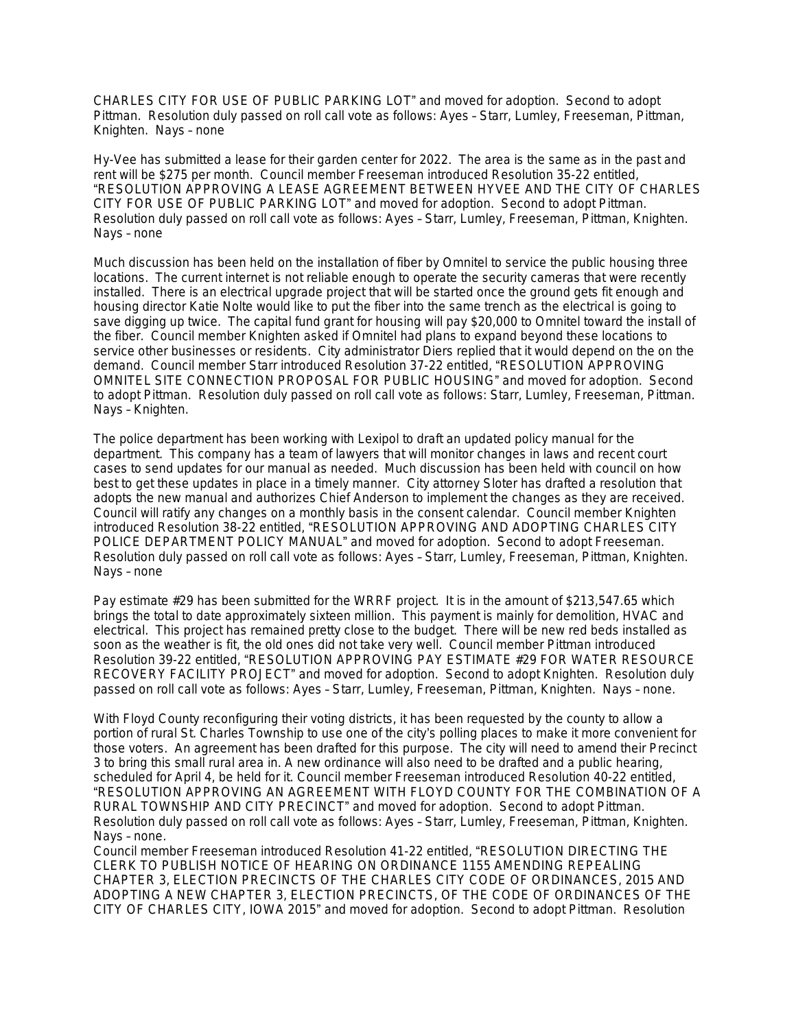CHARLES CITY FOR USE OF PUBLIC PARKING LOT" and moved for adoption. Second to adopt Pittman. Resolution duly passed on roll call vote as follows: Ayes – Starr, Lumley, Freeseman, Pittman, Knighten. Nays – none

Hy-Vee has submitted a lease for their garden center for 2022. The area is the same as in the past and rent will be $275 per month. Council member Freeseman introduced Resolution 35-22 entitled, "RESOLUTION APPROVING A LEASE AGREEMENT BETWEEN HYVEE AND THE CITY OF CHARLES CITY FOR USE OF PUBLIC PARKING LOT" and moved for adoption. Second to adopt Pittman. Resolution duly passed on roll call vote as follows: Ayes – Starr, Lumley, Freeseman, Pittman, Knighten. Nays – none

Much discussion has been held on the installation of fiber by Omnitel to service the public housing three locations. The current internet is not reliable enough to operate the security cameras that were recently installed. There is an electrical upgrade project that will be started once the ground gets fit enough and housing director Katie Nolte would like to put the fiber into the same trench as the electrical is going to save digging up twice. The capital fund grant for housing will pay $20,000 to Omnitel toward the install of the fiber. Council member Knighten asked if Omnitel had plans to expand beyond these locations to service other businesses or residents. City administrator Diers replied that it would depend on the on the demand. Council member Starr introduced Resolution 37-22 entitled, "RESOLUTION APPROVING OMNITEL SITE CONNECTION PROPOSAL FOR PUBLIC HOUSING" and moved for adoption. Second to adopt Pittman. Resolution duly passed on roll call vote as follows: Starr, Lumley, Freeseman, Pittman. Nays – Knighten.

The police department has been working with Lexipol to draft an updated policy manual for the department. This company has a team of lawyers that will monitor changes in laws and recent court cases to send updates for our manual as needed. Much discussion has been held with council on how best to get these updates in place in a timely manner. City attorney Sloter has drafted a resolution that adopts the new manual and authorizes Chief Anderson to implement the changes as they are received. Council will ratify any changes on a monthly basis in the consent calendar. Council member Knighten introduced Resolution 38-22 entitled, "RESOLUTION APPROVING AND ADOPTING CHARLES CITY POLICE DEPARTMENT POLICY MANUAL" and moved for adoption. Second to adopt Freeseman. Resolution duly passed on roll call vote as follows: Ayes – Starr, Lumley, Freeseman, Pittman, Knighten. Nays – none

Pay estimate #29 has been submitted for the WRRF project. It is in the amount of $213,547.65 which brings the total to date approximately sixteen million. This payment is mainly for demolition, HVAC and electrical. This project has remained pretty close to the budget. There will be new red beds installed as soon as the weather is fit, the old ones did not take very well. Council member Pittman introduced Resolution 39-22 entitled, "RESOLUTION APPROVING PAY ESTIMATE #29 FOR WATER RESOURCE RECOVERY FACILITY PROJECT" and moved for adoption. Second to adopt Knighten. Resolution duly passed on roll call vote as follows: Ayes – Starr, Lumley, Freeseman, Pittman, Knighten. Nays – none.

With Floyd County reconfiguring their voting districts, it has been requested by the county to allow a portion of rural St. Charles Township to use one of the city's polling places to make it more convenient for those voters. An agreement has been drafted for this purpose. The city will need to amend their Precinct 3 to bring this small rural area in. A new ordinance will also need to be drafted and a public hearing, scheduled for April 4, be held for it. Council member Freeseman introduced Resolution 40-22 entitled, "RESOLUTION APPROVING AN AGREEMENT WITH FLOYD COUNTY FOR THE COMBINATION OF A RURAL TOWNSHIP AND CITY PRECINCT" and moved for adoption. Second to adopt Pittman. Resolution duly passed on roll call vote as follows: Ayes – Starr, Lumley, Freeseman, Pittman, Knighten. Nays – none.

Council member Freeseman introduced Resolution 41-22 entitled, "RESOLUTION DIRECTING THE CLERK TO PUBLISH NOTICE OF HEARING ON ORDINANCE 1155 AMENDING REPEALING CHAPTER 3, ELECTION PRECINCTS OF THE CHARLES CITY CODE OF ORDINANCES, 2015 AND ADOPTING A NEW CHAPTER 3, ELECTION PRECINCTS, OF THE CODE OF ORDINANCES OF THE CITY OF CHARLES CITY, IOWA 2015" and moved for adoption. Second to adopt Pittman. Resolution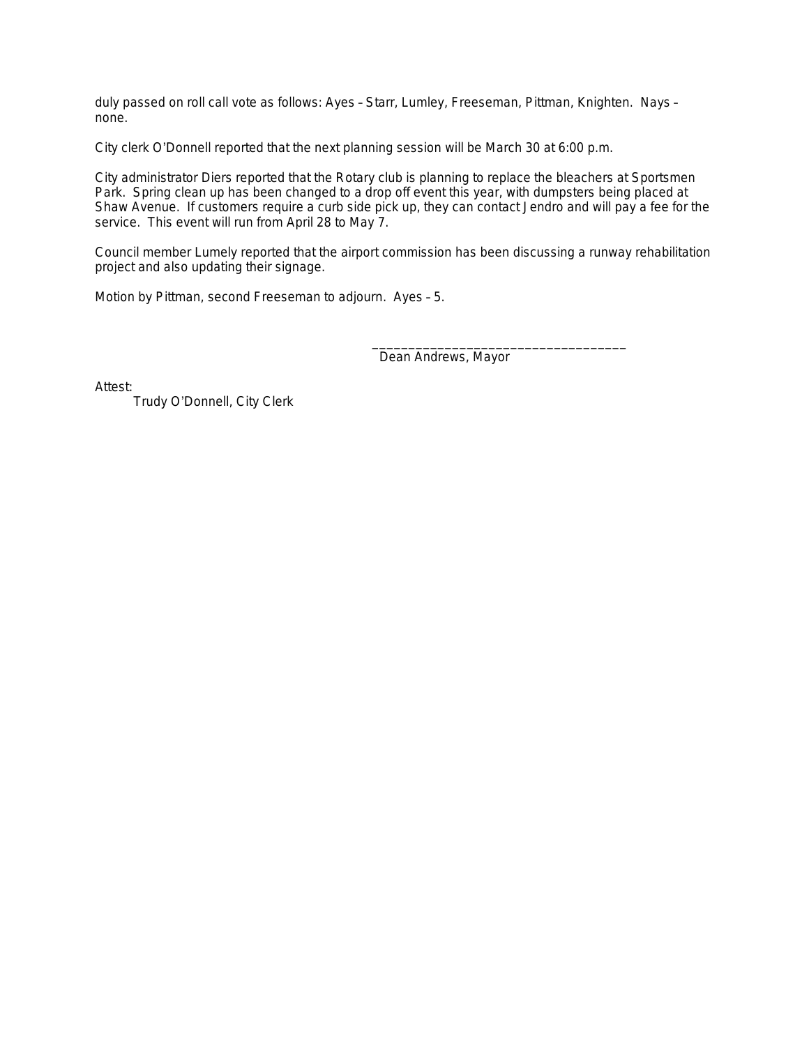duly passed on roll call vote as follows: Ayes – Starr, Lumley, Freeseman, Pittman, Knighten. Nays – none.

City clerk O'Donnell reported that the next planning session will be March 30 at 6:00 p.m.

City administrator Diers reported that the Rotary club is planning to replace the bleachers at Sportsmen Park. Spring clean up has been changed to a drop off event this year, with dumpsters being placed at Shaw Avenue. If customers require a curb side pick up, they can contact Jendro and will pay a fee for the service. This event will run from April 28 to May 7.

Council member Lumely reported that the airport commission has been discussing a runway rehabilitation project and also updating their signage.

Motion by Pittman, second Freeseman to adjourn. Ayes – 5.

___________________________________
Dean Andrews, Mayor

Attest:
Trudy O'Donnell, City Clerk